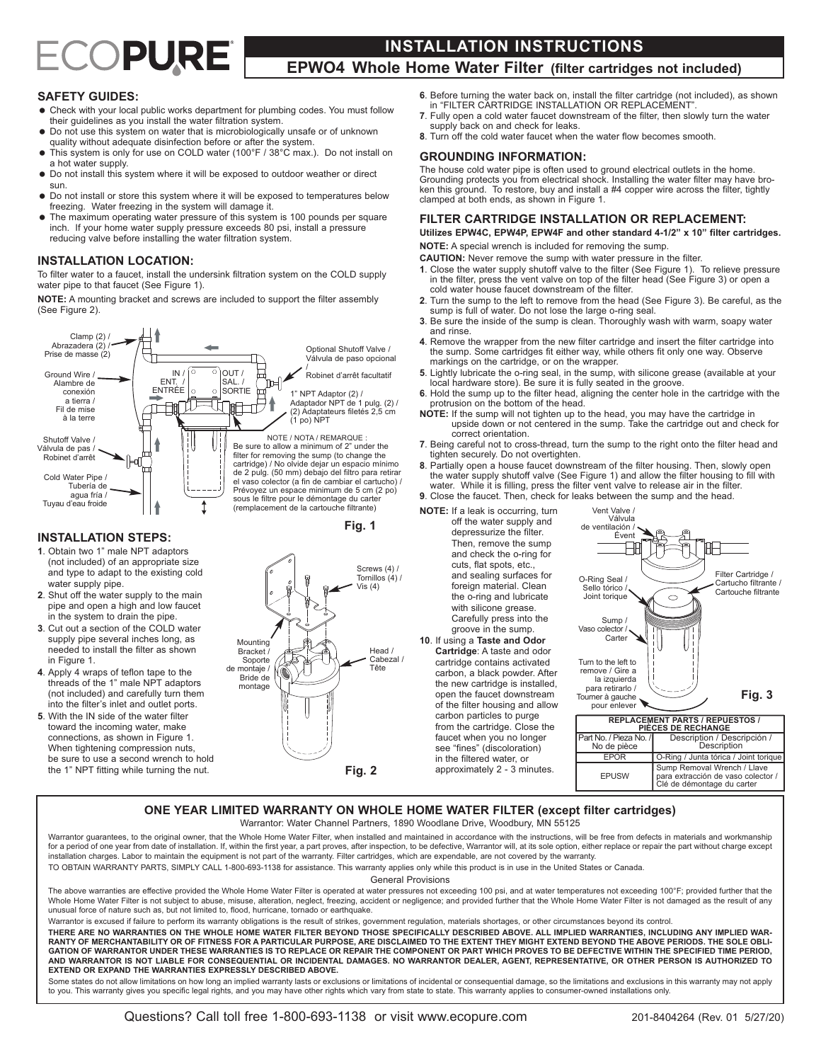# ECOPURE

## INSTALLATION INSTRUCTIONS

## EPWO4 Whole Home Water Filter (filter cartridges not included)

### SAFETY GUIDES:

- Check with your local public works department for plumbing codes. You must follow their guidelines as you install the water filtration system.
- Do not use this system on water that is microbiologically unsafe or of unknown quality without adequate disinfection before or after the system.
- This system is only for use on COLD water (100°F / 38°C max.). Do not install on a hot water supply.
- Do not install this system where it will be exposed to outdoor weather or direct sun.
- Do not install or store this system where it will be exposed to temperatures below freezing. Water freezing in the system will damage it.
- The maximum operating water pressure of this system is 100 pounds per square inch. If your home water supply pressure exceeds 80 psi, install a pressure reducing valve before installing the water filtration system.

### INSTALLATION LOCATION:

To filter water to a faucet, install the undersink filtration system on the COLD supply water pipe to that faucet (See Figure 1).

**NOTE:** A mounting bracket and screws are included to support the filter assembly (See Figure 2).

Clamp (2) / Abrazadera (2) / Prise de masse (2)

Ground Wire / Alambre de conexión a tierra / Fil de mise à la terre

Shutoff Valve / Válvula de pas / Robinet d'arrêt

Cold Water Pipe / Tubería de agua fría / Tuyau d'eau froide

IN / ENT. / ENTRÉE

OUT / SAL. / SORTIE

Optional Shutoff Valve / Válvula de paso opcional / Robinet d'arrêt facultatif

1" NPT Adaptor (2) / Adaptador NPT de 1 pulg. (2) / (2) Adaptateurs filetés 2,5 cm (1 po) NPT

NOTE / NOTA / REMARQUE : Be sure to allow a minimum of 2" under the filter for removing the sump (to change the cartridge) / No olvide dejar un espacio mínimo de 2 pulg. (50 mm) debajo del filtro para retirar el vaso colector (a fin de cambiar el cartucho) / Prévoyez un espace minimum de 5 cm (2 po) sous le filtre pour le démontage du carter (remplacement de la cartouche filtrante)

**Fig. 1**

### INSTALLATION STEPS:

**1**. Obtain two 1" male NPT adaptors (not included) of an appropriate size and type to adapt to the existing cold water supply pipe.

**2**. Shut off the water supply to the main pipe and open a high and low faucet in the system to drain the pipe.

**3**. Cut out a section of the COLD water supply pipe several inches long, as needed to install the filter as shown in Figure 1.

**4**. Apply 4 wraps of teflon tape to the threads of the 1" male NPT adaptors (not included) and carefully turn them into the filter's inlet and outlet ports.

**5**. With the IN side of the water filter toward the incoming water, make connections, as shown in Figure 1. When tightening compression nuts, be sure to use a second wrench to hold the 1" NPT fitting while turning the nut.

Screws (4) / Tornillos (4) / Vis (4)

Mounting Bracket / Soporte de montaje / Bride de montage

Head / Cabezal / Tête

**Fig. 2**

**6**. Before turning the water back on, install the filter cartridge (not included), as shown in "FILTER CARTRIDGE INSTALLATION OR REPLACEMENT".

**7**. Fully open a cold water faucet downstream of the filter, then slowly turn the water supply back on and check for leaks.

**8**. Turn off the cold water faucet when the water flow becomes smooth.

### GROUNDING INFORMATION:

The house cold water pipe is often used to ground electrical outlets in the home. Grounding protects you from electrical shock. Installing the water filter may have broken this ground. To restore, buy and install a #4 copper wire across the filter, tightly clamped at both ends, as shown in Figure 1.

### FILTER CARTRIDGE INSTALLATION OR REPLACEMENT:

**Utilizes EPW4C, EPW4P, EPW4F and other standard 4-1/2" x 10" filter cartridges.**

**NOTE:** A special wrench is included for removing the sump.

**CAUTION:** Never remove the sump with water pressure in the filter.

**1**. Close the water supply shutoff valve to the filter (See Figure 1). To relieve pressure in the filter, press the vent valve on top of the filter head (See Figure 3) or open a cold water house faucet downstream of the filter.

**2**. Turn the sump to the left to remove from the head (See Figure 3). Be careful, as the sump is full of water. Do not lose the large o-ring seal.

**3**. Be sure the inside of the sump is clean. Thoroughly wash with warm, soapy water and rinse.

**4**. Remove the wrapper from the new filter cartridge and insert the filter cartridge into the sump. Some cartridges fit either way, while others fit only one way. Observe markings on the cartridge, or on the wrapper.

**5**. Lightly lubricate the o-ring seal, in the sump, with silicone grease (available at your local hardware store). Be sure it is fully seated in the groove.

**6**. Hold the sump up to the filter head, aligning the center hole in the cartridge with the protrusion on the bottom of the head.

**NOTE:** If the sump will not tighten up to the head, you may have the cartridge in upside down or not centered in the sump. Take the cartridge out and check for correct orientation.

**7**. Being careful not to cross-thread, turn the sump to the right onto the filter head and tighten securely. Do not overtighten.

**8**. Partially open a house faucet downstream of the filter housing. Then, slowly open the water supply shutoff valve (See Figure 1) and allow the filter housing to fill with water. While it is filling, press the filter vent valve to release air in the filter.

**9**. Close the faucet. Then, check for leaks between the sump and the head.

**NOTE:** If a leak is occurring, turn off the water supply and depressurize the filter. Then, remove the sump and check the o-ring for cuts, flat spots, etc., and sealing surfaces for foreign material. Clean the o-ring and lubricate with silicone grease. Carefully press into the groove in the sump.

**10**. If using a **Taste and Odor Cartridge**: A taste and odor cartridge contains activated carbon, a black powder. After the new cartridge is installed, open the faucet downstream of the filter housing and allow carbon particles to purge from the cartridge. Close the faucet when you no longer see "fines" (discoloration) in the filtered water, or approximately 2 - 3 minutes.

Vent Valve / Válvula de ventilación / Évent

O-Ring Seal / Sello tórico / Joint torique

Filter Cartridge / Cartucho filtrante / Cartouche filtrante

Sump / Vaso colector / Carter

Turn to the left to remove / Gire a la izquierda para retirarlo / Tourner à gauche pour enlever

**Fig. 3**

| REPLACEMENT PARTS / REPUESTOS / PIÈCES DE RECHANGE | |
|---|---|
| Part No. / Pieza No. / No de pièce | Description / Descripción / Description |
| EPOR | O-Ring / Junta tórica / Joint torique |
| EPUSW | Sump Removal Wrench / Llave para extracción de vaso colector / Clé de démontage du carter |

### ONE YEAR LIMITED WARRANTY ON WHOLE HOME WATER FILTER (except filter cartridges)

Warrantor: Water Channel Partners, 1890 Woodlane Drive, Woodbury, MN 55125

Warrantor guarantees, to the original owner, that the Whole Home Water Filter, when installed and maintained in accordance with the instructions, will be free from defects in materials and workmanship for a period of one year from date of installation. If, within the first year, a part proves, after inspection, to be defective, Warrantor will, at its sole option, either replace or repair the part without charge except installation charges. Labor to maintain the equipment is not part of the warranty. Filter cartridges, which are expendable, are not covered by the warranty.

TO OBTAIN WARRANTY PARTS, SIMPLY CALL 1-800-693-1138 for assistance. This warranty applies only while this product is in use in the United States or Canada.

General Provisions

The above warranties are effective provided the Whole Home Water Filter is operated at water pressures not exceeding 100 psi, and at water temperatures not exceeding 100°F; provided further that the Whole Home Water Filter is not subject to abuse, misuse, alteration, neglect, freezing, accident or negligence; and provided further that the Whole Home Water Filter is not damaged as the result of any unusual force of nature such as, but not limited to, flood, hurricane, tornado or earthquake.

Warrantor is excused if failure to perform its warranty obligations is the result of strikes, government regulation, materials shortages, or other circumstances beyond its control.

**THERE ARE NO WARRANTIES ON THE WHOLE HOME WATER FILTER BEYOND THOSE SPECIFICALLY DESCRIBED ABOVE. ALL IMPLIED WARRANTIES, INCLUDING ANY IMPLIED WARRANTY OF MERCHANTABILITY OR OF FITNESS FOR A PARTICULAR PURPOSE, ARE DISCLAIMED TO THE EXTENT THEY MIGHT EXTEND BEYOND THE ABOVE PERIODS. THE SOLE OBLIGATION OF WARRANTOR UNDER THESE WARRANTIES IS TO REPLACE OR REPAIR THE COMPONENT OR PART WHICH PROVES TO BE DEFECTIVE WITHIN THE SPECIFIED TIME PERIOD, AND WARRANTOR IS NOT LIABLE FOR CONSEQUENTIAL OR INCIDENTAL DAMAGES. NO WARRANTOR DEALER, AGENT, REPRESENTATIVE, OR OTHER PERSON IS AUTHORIZED TO EXTEND OR EXPAND THE WARRANTIES EXPRESSLY DESCRIBED ABOVE.**

Some states do not allow limitations on how long an implied warranty lasts or exclusions or limitations of incidental or consequential damage, so the limitations and exclusions in this warranty may not apply to you. This warranty gives you specific legal rights, and you may have other rights which vary from state to state. This warranty applies to consumer-owned installations only.

Questions? Call toll free 1-800-693-1138 or visit www.ecopure.com

201-8404264 (Rev. 01 5/27/20)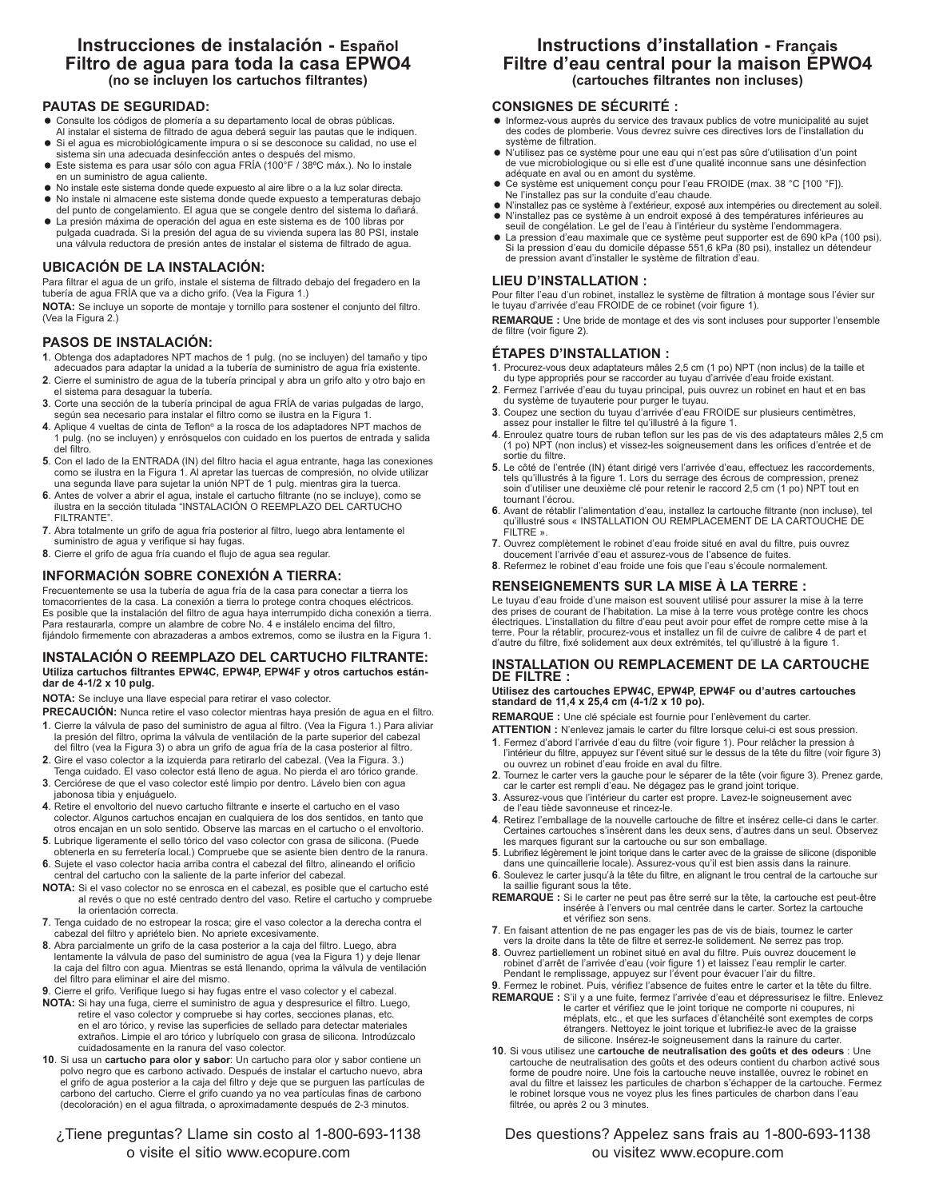# Instrucciones de instalación - Español
# Filtro de agua para toda la casa EPWO4
**(no se incluyen los cartuchos filtrantes)**

## PAUTAS DE SEGURIDAD:

- Consulte los códigos de plomería a su departamento local de obras públicas. Al instalar el sistema de filtrado de agua deberá seguir las pautas que le indiquen.
- Si el agua es microbiológicamente impura o si se desconoce su calidad, no use el sistema sin una adecuada desinfección antes o después del mismo.
- Este sistema es para usar sólo con agua FRÍA (100°F / 38ºC máx.). No lo instale en un suministro de agua caliente.
- No instale este sistema donde quede expuesto al aire libre o a la luz solar directa.
- No instale ni almacene este sistema donde quede expuesto a temperaturas debajo del punto de congelamiento. El agua que se congele dentro del sistema lo dañará.
- La presión máxima de operación del agua en este sistema es de 100 libras por pulgada cuadrada. Si la presión del agua de su vivienda supera las 80 PSI, instale una válvula reductora de presión antes de instalar el sistema de filtrado de agua.

## UBICACIÓN DE LA INSTALACIÓN:

Para filtrar el agua de un grifo, instale el sistema de filtrado debajo del fregadero en la tubería de agua FRÍA que va a dicho grifo. (Vea la Figura 1.)

**NOTA:** Se incluye un soporte de montaje y tornillo para sostener el conjunto del filtro. (Vea la Figura 2.)

## PASOS DE INSTALACIÓN:

1. Obtenga dos adaptadores NPT machos de 1 pulg. (no se incluyen) del tamaño y tipo adecuados para adaptar la unidad a la tubería de suministro de agua fría existente.
2. Cierre el suministro de agua de la tubería principal y abra un grifo alto y otro bajo en el sistema para desaguar la tubería.
3. Corte una sección de la tubería principal de agua FRÍA de varias pulgadas de largo, según sea necesario para instalar el filtro como se ilustra en la Figura 1.
4. Aplique 4 vueltas de cinta de Teflon® a la rosca de los adaptadores NPT machos de 1 pulg. (no se incluyen) y enrósquelos con cuidado en los puertos de entrada y salida del filtro.
5. Con el lado de la ENTRADA (IN) del filtro hacia el agua entrante, haga las conexiones como se ilustra en la Figura 1. Al apretar las tuercas de compresión, no olvide utilizar una segunda llave para sujetar la unión NPT de 1 pulg. mientras gira la tuerca.
6. Antes de volver a abrir el agua, instale el cartucho filtrante (no se incluye), como se ilustra en la sección titulada "INSTALACIÓN O REEMPLAZO DEL CARTUCHO FILTRANTE".
7. Abra totalmente un grifo de agua fría posterior al filtro, luego abra lentamente el suministro de agua y verifique si hay fugas.
8. Cierre el grifo de agua fría cuando el flujo de agua sea regular.

## INFORMACIÓN SOBRE CONEXIÓN A TIERRA:

Frecuentemente se usa la tubería de agua fría de la casa para conectar a tierra los tomacorrientes de la casa. La conexión a tierra lo protege contra choques eléctricos. Es posible que la instalación del filtro de agua haya interrumpido dicha conexión a tierra. Para restaurarla, compre un alambre de cobre No. 4 e instálelo encima del filtro, fijándolo firmemente con abrazaderas a ambos extremos, como se ilustra en la Figura 1.

## INSTALACIÓN O REEMPLAZO DEL CARTUCHO FILTRANTE:

**Utiliza cartuchos filtrantes EPW4C, EPW4P, EPW4F y otros cartuchos estándar de 4-1/2 x 10 pulg.**

**NOTA:** Se incluye una llave especial para retirar el vaso colector.

**PRECAUCIÓN:** Nunca retire el vaso colector mientras haya presión de agua en el filtro.

1. Cierre la válvula de paso del suministro de agua al filtro. (Vea la Figura 1.) Para aliviar la presión del filtro, oprima la válvula de ventilación de la parte superior del cabezal del filtro (vea la Figura 3) o abra un grifo de agua fría de la casa posterior al filtro.
2. Gire el vaso colector a la izquierda para retirarlo del cabezal. (Vea la Figura. 3.) Tenga cuidado. El vaso colector está lleno de agua. No pierda el aro tórico grande.
3. Cerciórese de que el vaso colector esté limpio por dentro. Lávelo bien con agua jabonosa tibia y enjuáguelo.
4. Retire el envoltorio del nuevo cartucho filtrante e inserte el cartucho en el vaso colector. Algunos cartuchos encajan en cualquiera de los dos sentidos, en tanto que otros encajan en un solo sentido. Observe las marcas en el cartucho o el envoltorio.
5. Lubrique ligeramente el sello tórico del vaso colector con grasa de silicona. (Puede obtenerla en su ferretería local.) Compruebe que se asiente bien dentro de la ranura.
6. Sujete el vaso colector hacia arriba contra el cabezal del filtro, alineando el orificio central del cartucho con la saliente de la parte inferior del cabezal.

**NOTA:** Si el vaso colector no se enrosca en el cabezal, es posible que el cartucho esté al revés o que no esté centrado dentro del vaso. Retire el cartucho y compruebe la orientación correcta.

7. Tenga cuidado de no estropear la rosca; gire el vaso colector a la derecha contra el cabezal del filtro y apriételo bien. No apriete excesivamente.
8. Abra parcialmente un grifo de la casa posterior a la caja del filtro. Luego, abra lentamente la válvula de paso del suministro de agua (vea la Figura 1) y deje llenar la caja del filtro con agua. Mientras se está llenando, oprima la válvula de ventilación del filtro para eliminar el aire del mismo.
9. Cierre el grifo. Verifique luego si hay fugas entre el vaso colector y el cabezal.

**NOTA:** Si hay una fuga, cierre el suministro de agua y despresurice el filtro. Luego, retire el vaso colector y compruebe si hay cortes, secciones planas, etc. en el aro tórico, y revise las superficies de sellado para detectar materiales extraños. Limpie el aro tórico y lubríquelo con grasa de silicona. Introdúzcalo cuidadosamente en la ranura del vaso colector.

10. Si usa un **cartucho para olor y sabor**: Un cartucho para olor y sabor contiene un polvo negro que es carbono activado. Después de instalar el cartucho nuevo, abra el grifo de agua posterior a la caja del filtro y deje que se purguen las partículas de carbono del cartucho. Cierre el grifo cuando ya no vea partículas finas de carbono (decoloración) en el agua filtrada, o aproximadamente después de 2-3 minutos.

¿Tiene preguntas? Llame sin costo al 1-800-693-1138 o visite el sitio www.ecopure.com

# Instructions d'installation - Français
# Filtre d'eau central pour la maison EPWO4
**(cartouches filtrantes non incluses)**

## CONSIGNES DE SÉCURITÉ :

- Informez-vous auprès du service des travaux publics de votre municipalité au sujet des codes de plomberie. Vous devrez suivre ces directives lors de l'installation du système de filtration.
- N'utilisez pas ce système pour une eau qui n'est pas sûre d'utilisation d'un point de vue microbiologique ou si elle est d'une qualité inconnue sans une désinfection adéquate en aval ou en amont du système.
- Ce système est uniquement conçu pour l'eau FROIDE (max. 38 °C [100 °F]). Ne l'installez pas sur la conduite d'eau chaude.
- N'installez pas ce système à l'extérieur, exposé aux intempéries ou directement au soleil.
- N'installez pas ce système à un endroit exposé à des températures inférieures au seuil de congélation. Le gel de l'eau à l'intérieur du système l'endommagera.
- La pression d'eau maximale que ce système peut supporter est de 690 kPa (100 psi). Si la pression d'eau du domicile dépasse 551,6 kPa (80 psi), installez un détendeur de pression avant d'installer le système de filtration d'eau.

## LIEU D'INSTALLATION :

Pour filtrer l'eau d'un robinet, installez le système de filtration à montage sous l'évier sur le tuyau d'arrivée d'eau FROIDE de ce robinet (voir figure 1).

**REMARQUE :** Une bride de montage et des vis sont incluses pour supporter l'ensemble de filtre (voir figure 2).

## ÉTAPES D'INSTALLATION :

1. Procurez-vous deux adaptateurs mâles 2,5 cm (1 po) NPT (non inclus) de la taille et du type appropriés pour se raccorder au tuyau d'arrivée d'eau froide existant.
2. Fermez l'arrivée d'eau du tuyau principal, puis ouvrez un robinet en haut et en bas du système de tuyauterie pour purger le tuyau.
3. Coupez une section du tuyau d'arrivée d'eau FROIDE sur plusieurs centimètres, assez pour installer le filtre tel qu'illustré à la figure 1.
4. Enroulez quatre tours de ruban teflon sur les pas de vis des adaptateurs mâles 2,5 cm (1 po) NPT (non inclus) et vissez-les soigneusement dans les orifices d'entrée et de sortie du filtre.
5. Le côté de l'entrée (IN) étant dirigé vers l'arrivée d'eau, effectuez les raccordements, tels qu'illustrés à la figure 1. Lors du serrage des écrous de compression, prenez soin d'utiliser une deuxième clé pour retenir le raccord 2,5 cm (1 po) NPT tout en tournant l'écrou.
6. Avant de rétablir l'alimentation d'eau, installez la cartouche filtrante (non incluse), tel qu'illustré sous « INSTALLATION OU REMPLACEMENT DE LA CARTOUCHE DE FILTRE ».
7. Ouvrez complètement le robinet d'eau froide situé en aval du filtre, puis ouvrez doucement l'arrivée d'eau et assurez-vous de l'absence de fuites.
8. Refermez le robinet d'eau froide une fois que l'eau s'écoule normalement.

## RENSEIGNEMENTS SUR LA MISE À LA TERRE :

Le tuyau d'eau froide d'une maison est souvent utilisé pour assurer la mise à la terre des prises de courant de l'habitation. La mise à la terre vous protège contre les chocs électriques. L'installation du filtre d'eau peut avoir pour effet de rompre cette mise à la terre. Pour la rétablir, procurez-vous et installez un fil de cuivre de calibre 4 de part et d'autre du filtre, fixé solidement aux deux extrémités, tel qu'illustré à la figure 1.

## INSTALLATION OU REMPLACEMENT DE LA CARTOUCHE DE FILTRE :

**Utilisez des cartouches EPW4C, EPW4P, EPW4F ou d'autres cartouches standard de 11,4 x 25,4 cm (4-1/2 x 10 po).**

**REMARQUE :** Une clé spéciale est fournie pour l'enlèvement du carter.

**ATTENTION :** N'enlevez jamais le carter du filtre lorsque celui-ci est sous pression.

1. Fermez d'abord l'arrivée d'eau du filtre (voir figure 1). Pour relâcher la pression à l'intérieur du filtre, appuyez sur l'évent situé sur le dessus de la tête du filtre (voir figure 3) ou ouvrez un robinet d'eau froide en aval du filtre.
2. Tournez le carter vers la gauche pour le séparer de la tête (voir figure 3). Prenez garde, car le carter est rempli d'eau. Ne dégagez pas le grand joint torique.
3. Assurez-vous que l'intérieur du carter est propre. Lavez-le soigneusement avec de l'eau tiède savonneuse et rincez-le.
4. Retirez l'emballage de la nouvelle cartouche de filtre et insérez celle-ci dans le carter. Certaines cartouches s'insèrent dans les deux sens, d'autres dans un seul. Observez les marques figurant sur la cartouche ou sur son emballage.
5. Lubrifiez légèrement le joint torique dans le carter avec de la graisse de silicone (disponible dans une quincaillerie locale). Assurez-vous qu'il est bien assis dans la rainure.
6. Soulevez le carter jusqu'à la tête du filtre, en alignant le trou central de la cartouche sur la saillie figurant sous la tête.

**REMARQUE :** Si le carter ne peut pas être serré sur la tête, la cartouche est peut-être insérée à l'envers ou mal centrée dans le carter. Sortez la cartouche et vérifiez son sens.

7. En faisant attention de ne pas engager les pas de vis de biais, tournez le carter vers la droite dans la tête de filtre et serrez-le solidement. Ne serrez pas trop.
8. Ouvrez partiellement un robinet situé en aval du filtre. Puis ouvrez doucement le robinet d'arrêt de l'arrivée d'eau (voir figure 1) et laissez l'eau remplir le carter. Pendant le remplissage, appuyez sur l'évent pour évacuer l'air du filtre.
9. Fermez le robinet. Puis, vérifiez l'absence de fuites entre le carter et la tête du filtre.

**REMARQUE :** S'il y a une fuite, fermez l'arrivée d'eau et dépressurisez le filtre. Enlevez le carter et vérifiez que le joint torique ne comporte ni coupures, ni méplats, etc., et que les surfaces d'étanchéité sont exemptes de corps étrangers. Nettoyez le joint torique et lubrifiez-le avec de la graisse de silicone. Insérez-le soigneusement dans la rainure du carter.

10. Si vous utilisez une **cartouche de neutralisation des goûts et des odeurs** : Une cartouche de neutralisation des goûts et des odeurs contient du charbon activé sous forme de poudre noire. Une fois la cartouche neuve installée, ouvrez le robinet en aval du filtre et laissez les particules de charbon s'échapper de la cartouche. Fermez le robinet lorsque vous ne voyez plus les fines particules de charbon dans l'eau filtrée, ou après 2 ou 3 minutes.

Des questions? Appelez sans frais au 1-800-693-1138 ou visitez www.ecopure.com